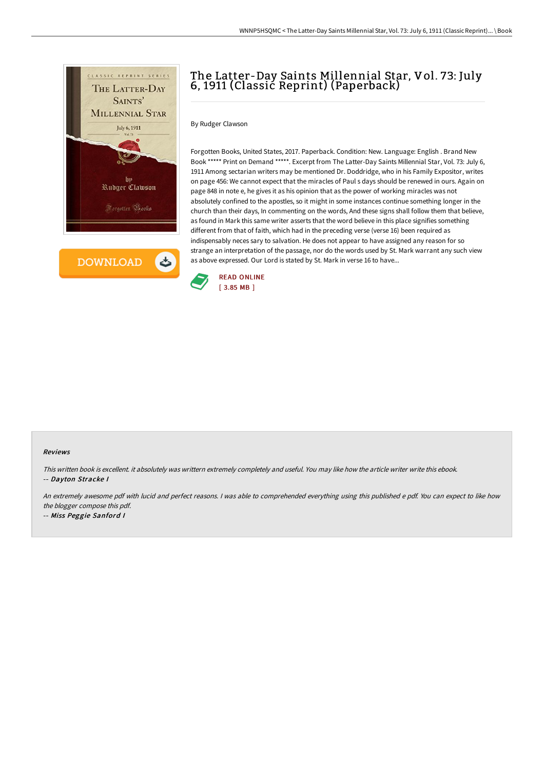# The Latter-Day Saints Millennial Star, Vol. 73: July 6, 1911 (Classic Reprint) (Paperback)

By Rudger Clawson

Forgotten Books, United States, 2017. Paperback. Condition: New. Language: English . Brand New Book ***** Print on Demand *****. Excerpt from The Latter-Day Saints Millennial Star, Vol. 73: July 6, 1911 Among sectarian writers may be mentioned Dr. Doddridge, who in his Family Expositor, writes on page 456: We cannot expect that the miracles of Paul s days should be renewed in ours. Again on page 848 in note e, he gives it as his opinion that as the power of working miracles was not absolutely confined to the apostles, so it might in some instances continue something longer in the church than their days, In commenting on the words, And these signs shall follow them that believe, as found in Mark this same writer asserts that the word believe in this place signifies something different from that of faith, which had in the preceding verse (verse 16) been required as indispensably neces sary to salvation. He does not appear to have assigned any reason for so strange an interpretation of the passage, nor do the words used by St. Mark warrant any such view as above expressed. Our Lord is stated by St. Mark in verse 16 to have...

DOWNLOAD

READ ONLINE
[ 3.85 MB ]

### Reviews

*This written book is excellent. it absolutely was writtern extremely completely and useful. You may like how the article writer write this ebook.*
-- ***Dayton Stracke I***

*An extremely awesome pdf with lucid and perfect reasons. I was able to comprehended everything using this published e pdf. You can expect to like how the blogger compose this pdf.*
-- ***Miss Peggie Sanford I***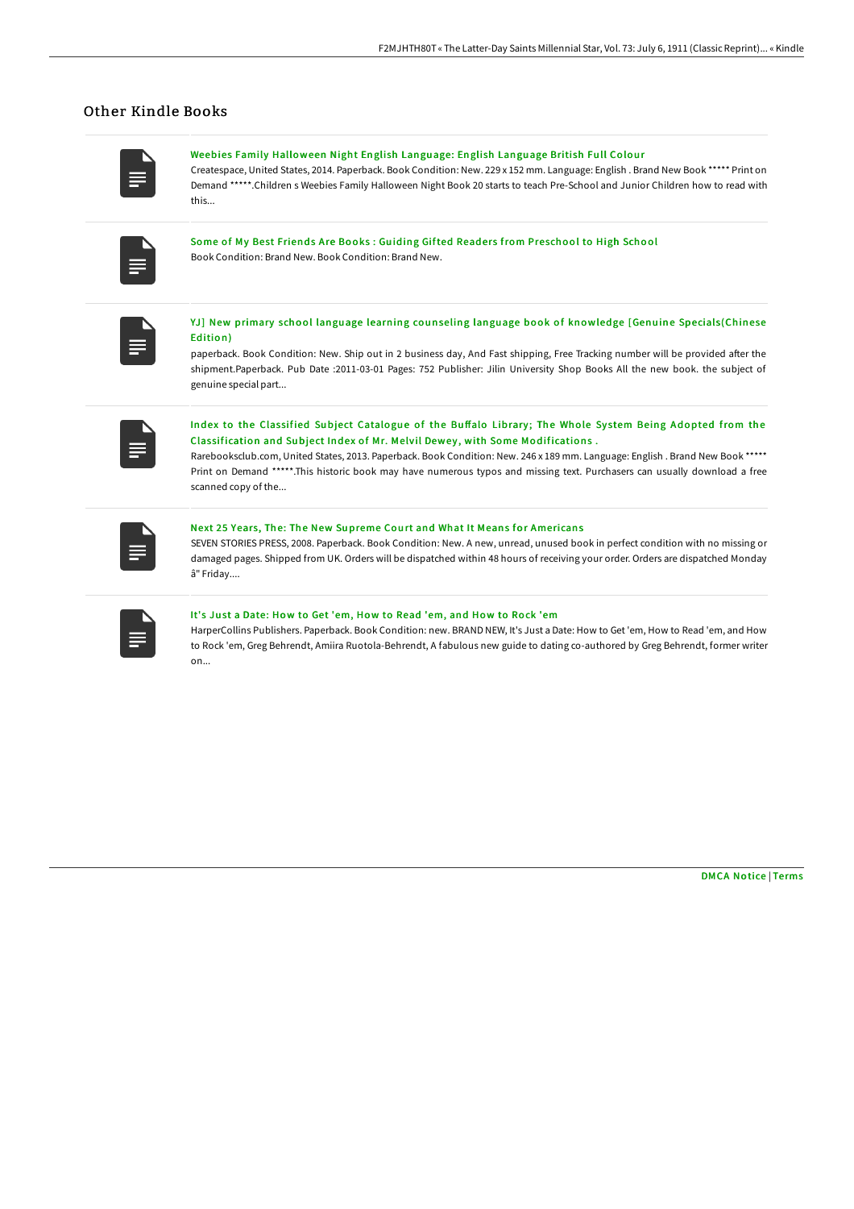## Other Kindle Books

**Weebies Family Halloween Night English Language: English Language British Full Colour**

Createspace, United States, 2014. Paperback. Book Condition: New. 229 x 152 mm. Language: English . Brand New Book ***** Print on Demand *****.Children s Weebies Family Halloween Night Book 20 starts to teach Pre-School and Junior Children how to read with this...

**Some of My Best Friends Are Books : Guiding Gifted Readers from Preschool to High School**

Book Condition: Brand New. Book Condition: Brand New.

**YJ] New primary school language learning counseling language book of knowledge [Genuine Specials(Chinese Edition)**

paperback. Book Condition: New. Ship out in 2 business day, And Fast shipping, Free Tracking number will be provided after the shipment.Paperback. Pub Date :2011-03-01 Pages: 752 Publisher: Jilin University Shop Books All the new book. the subject of genuine special part...

**Index to the Classified Subject Catalogue of the Buffalo Library; The Whole System Being Adopted from the Classification and Subject Index of Mr. Melvil Dewey, with Some Modifications .**

Rarebooksclub.com, United States, 2013. Paperback. Book Condition: New. 246 x 189 mm. Language: English . Brand New Book ***** Print on Demand *****.This historic book may have numerous typos and missing text. Purchasers can usually download a free scanned copy of the...

**Next 25 Years, The: The New Supreme Court and What It Means for Americans**

SEVEN STORIES PRESS, 2008. Paperback. Book Condition: New. A new, unread, unused book in perfect condition with no missing or damaged pages. Shipped from UK. Orders will be dispatched within 48 hours of receiving your order. Orders are dispatched Monday â" Friday....

**It's Just a Date: How to Get 'em, How to Read 'em, and How to Rock 'em**

HarperCollins Publishers. Paperback. Book Condition: new. BRAND NEW, It's Just a Date: How to Get 'em, How to Read 'em, and How to Rock 'em, Greg Behrendt, Amiira Ruotola-Behrendt, A fabulous new guide to dating co-authored by Greg Behrendt, former writer on...

DMCA Notice | Terms